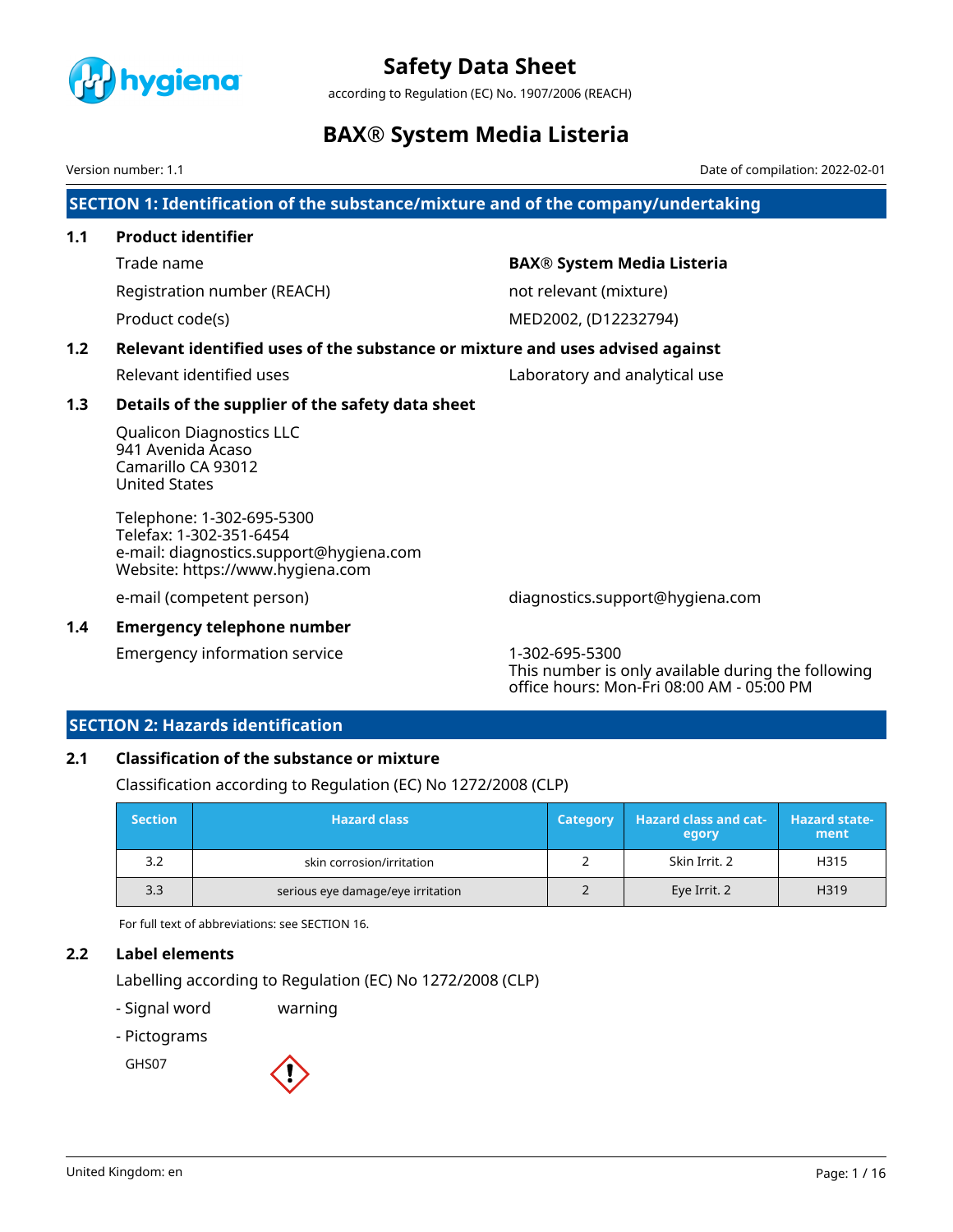# Safety Data Sheet

according to Regulation (EC) No. 1907/2006 (REACH)

# BAX® System Media Listeria

Version number: 1.1

Date of compilation: 2022-02-01

## SECTION 1: Identification of the substance/mixture and of the company/undertaking

### 1.1 Product identifier

| | |
|---|---|
| Trade name | **BAX® System Media Listeria** |
| Registration number (REACH) | not relevant (mixture) |
| Product code(s) | MED2002, (D12232794) |

### 1.2 Relevant identified uses of the substance or mixture and uses advised against

| | |
|---|---|
| Relevant identified uses | Laboratory and analytical use |

### 1.3 Details of the supplier of the safety data sheet

Qualicon Diagnostics LLC
941 Avenida Acaso
Camarillo CA 93012
United States

Telephone: 1-302-695-5300
Telefax: 1-302-351-6454
e-mail: diagnostics.support@hygiena.com
Website: https://www.hygiena.com

| | |
|---|---|
| e-mail (competent person) | diagnostics.support@hygiena.com |

### 1.4 Emergency telephone number

| | |
|---|---|
| Emergency information service | 1-302-695-5300<br>This number is only available during the following office hours: Mon-Fri 08:00 AM - 05:00 PM |

## SECTION 2: Hazards identification

### 2.1 Classification of the substance or mixture

Classification according to Regulation (EC) No 1272/2008 (CLP)

| Section | Hazard class | Category | Hazard class and category | Hazard statement |
|---|---|---|---|---|
| 3.2 | skin corrosion/irritation | 2 | Skin Irrit. 2 | H315 |
| 3.3 | serious eye damage/eye irritation | 2 | Eye Irrit. 2 | H319 |

For full text of abbreviations: see SECTION 16.

### 2.2 Label elements

Labelling according to Regulation (EC) No 1272/2008 (CLP)

- Signal word: warning
- Pictograms

GHS07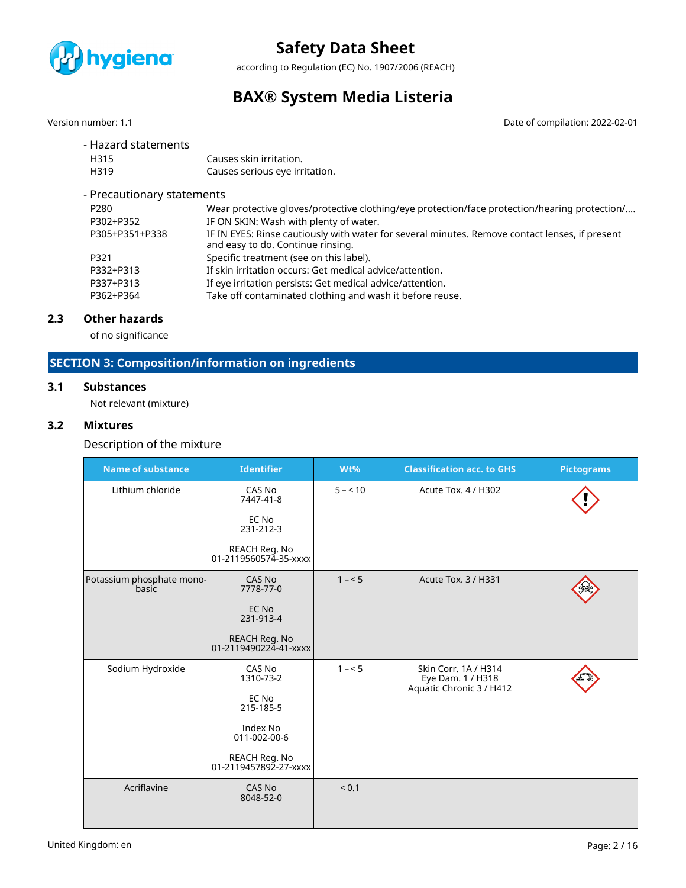- Hazard statements

| | |
|---|---|
| H315 | Causes skin irritation. |
| H319 | Causes serious eye irritation. |

- Precautionary statements

| | |
|---|---|
| P280 | Wear protective gloves/protective clothing/eye protection/face protection/hearing protection/…. |
| P302+P352 | IF ON SKIN: Wash with plenty of water. |
| P305+P351+P338 | IF IN EYES: Rinse cautiously with water for several minutes. Remove contact lenses, if present and easy to do. Continue rinsing. |
| P321 | Specific treatment (see on this label). |
| P332+P313 | If skin irritation occurs: Get medical advice/attention. |
| P337+P313 | If eye irritation persists: Get medical advice/attention. |
| P362+P364 | Take off contaminated clothing and wash it before reuse. |

### 2.3 Other hazards

of no significance

## SECTION 3: Composition/information on ingredients

### 3.1 Substances

Not relevant (mixture)

### 3.2 Mixtures

Description of the mixture

| Name of substance | Identifier | Wt% | Classification acc. to GHS | Pictograms |
|---|---|---|---|---|
| Lithium chloride | CAS No 7447-41-8<br><br>EC No 231-212-3<br><br>REACH Reg. No 01-2119560574-35-xxxx | 5 – < 10 | Acute Tox. 4 / H302 | |
| Potassium phosphate mono-basic | CAS No 7778-77-0<br><br>EC No 231-913-4<br><br>REACH Reg. No 01-2119490224-41-xxxx | 1 – < 5 | Acute Tox. 3 / H331 | |
| Sodium Hydroxide | CAS No 1310-73-2<br><br>EC No 215-185-5<br><br>Index No 011-002-00-6<br><br>REACH Reg. No 01-2119457892-27-xxxx | 1 – < 5 | Skin Corr. 1A / H314<br>Eye Dam. 1 / H318<br>Aquatic Chronic 3 / H412 | |
| Acriflavine | CAS No 8048-52-0 | < 0.1 | | |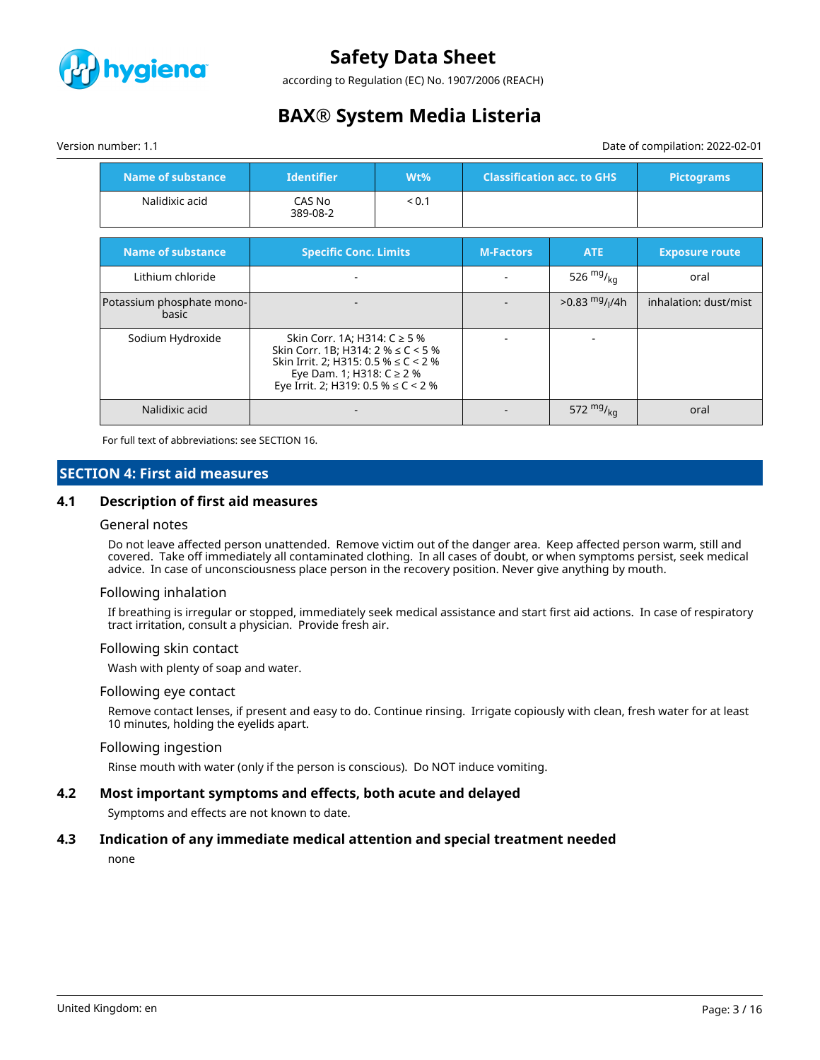| Name of substance | Identifier | Wt% | Classification acc. to GHS | Pictograms |
|---|---|---|---|---|
| Nalidixic acid | CAS No 389-08-2 | < 0.1 | | |

| Name of substance | Specific Conc. Limits | M-Factors | ATE | Exposure route |
|---|---|---|---|---|
| Lithium chloride | - | - | 526 $^{mg}/_{kg}$ | oral |
| Potassium phosphate mono-basic | - | - | >0.83 $^{mg}/_{l}$/4h | inhalation: dust/mist |
| Sodium Hydroxide | Skin Corr. 1A; H314: C ≥ 5 %<br>Skin Corr. 1B; H314: 2 % ≤ C < 5 %<br>Skin Irrit. 2; H315: 0.5 % ≤ C < 2 %<br>Eye Dam. 1; H318: C ≥ 2 %<br>Eye Irrit. 2; H319: 0.5 % ≤ C < 2 % | - | - | |
| Nalidixic acid | - | - | 572 $^{mg}/_{kg}$ | oral |

For full text of abbreviations: see SECTION 16.

## SECTION 4: First aid measures

### 4.1 Description of first aid measures

#### General notes

Do not leave affected person unattended. Remove victim out of the danger area. Keep affected person warm, still and covered. Take off immediately all contaminated clothing. In all cases of doubt, or when symptoms persist, seek medical advice. In case of unconsciousness place person in the recovery position. Never give anything by mouth.

#### Following inhalation

If breathing is irregular or stopped, immediately seek medical assistance and start first aid actions. In case of respiratory tract irritation, consult a physician. Provide fresh air.

#### Following skin contact

Wash with plenty of soap and water.

#### Following eye contact

Remove contact lenses, if present and easy to do. Continue rinsing. Irrigate copiously with clean, fresh water for at least 10 minutes, holding the eyelids apart.

#### Following ingestion

Rinse mouth with water (only if the person is conscious). Do NOT induce vomiting.

### 4.2 Most important symptoms and effects, both acute and delayed

Symptoms and effects are not known to date.

### 4.3 Indication of any immediate medical attention and special treatment needed

none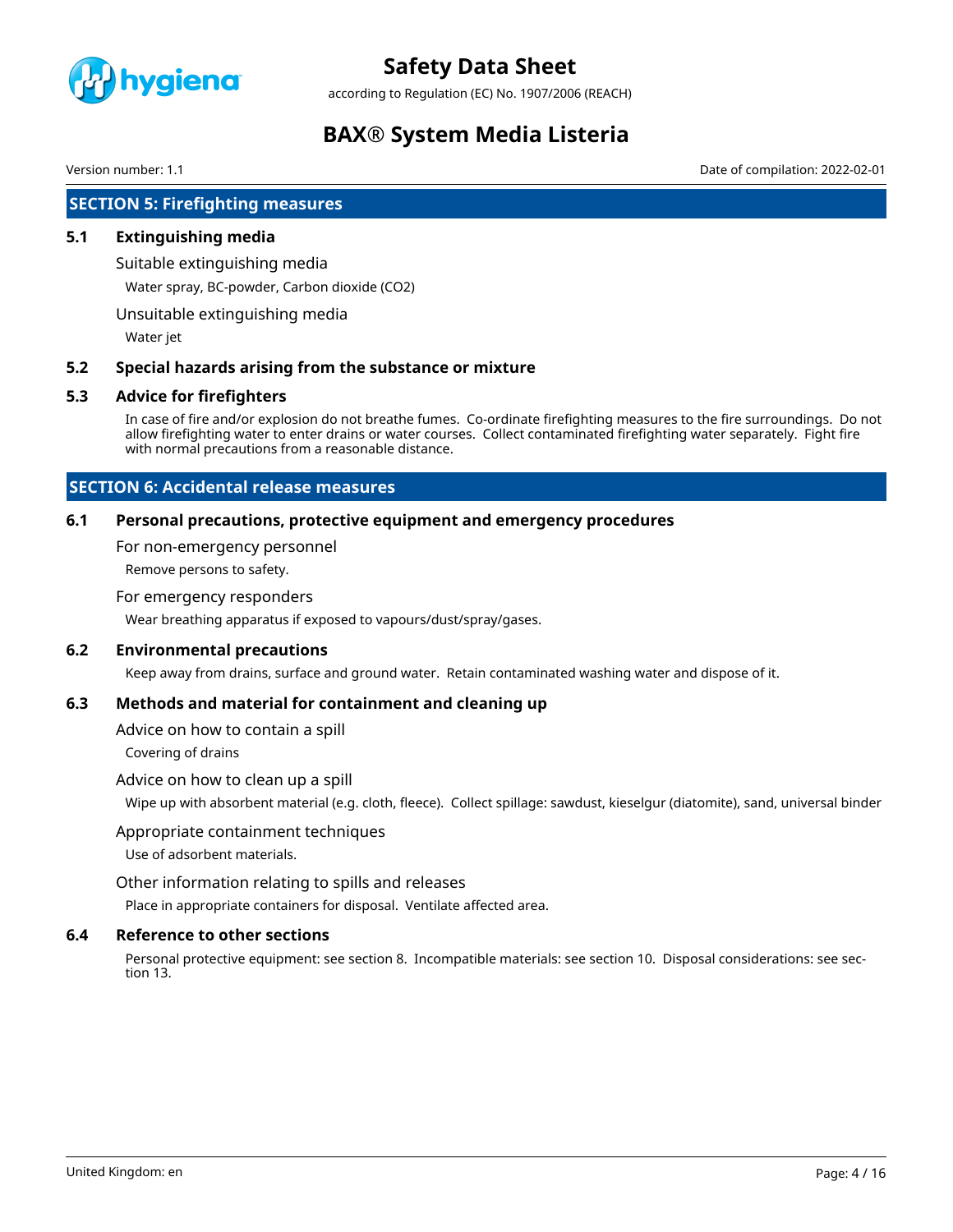## SECTION 5: Firefighting measures

### 5.1 Extinguishing media

Suitable extinguishing media

Water spray, BC-powder, Carbon dioxide ($CO_2$)

Unsuitable extinguishing media

Water jet

### 5.2 Special hazards arising from the substance or mixture

### 5.3 Advice for firefighters

In case of fire and/or explosion do not breathe fumes. Co-ordinate firefighting measures to the fire surroundings. Do not allow firefighting water to enter drains or water courses. Collect contaminated firefighting water separately. Fight fire with normal precautions from a reasonable distance.

## SECTION 6: Accidental release measures

### 6.1 Personal precautions, protective equipment and emergency procedures

For non-emergency personnel

Remove persons to safety.

For emergency responders

Wear breathing apparatus if exposed to vapours/dust/spray/gases.

### 6.2 Environmental precautions

Keep away from drains, surface and ground water. Retain contaminated washing water and dispose of it.

### 6.3 Methods and material for containment and cleaning up

Advice on how to contain a spill

Covering of drains

Advice on how to clean up a spill

Wipe up with absorbent material (e.g. cloth, fleece). Collect spillage: sawdust, kieselgur (diatomite), sand, universal binder

Appropriate containment techniques

Use of adsorbent materials.

Other information relating to spills and releases

Place in appropriate containers for disposal. Ventilate affected area.

### 6.4 Reference to other sections

Personal protective equipment: see section 8. Incompatible materials: see section 10. Disposal considerations: see section 13.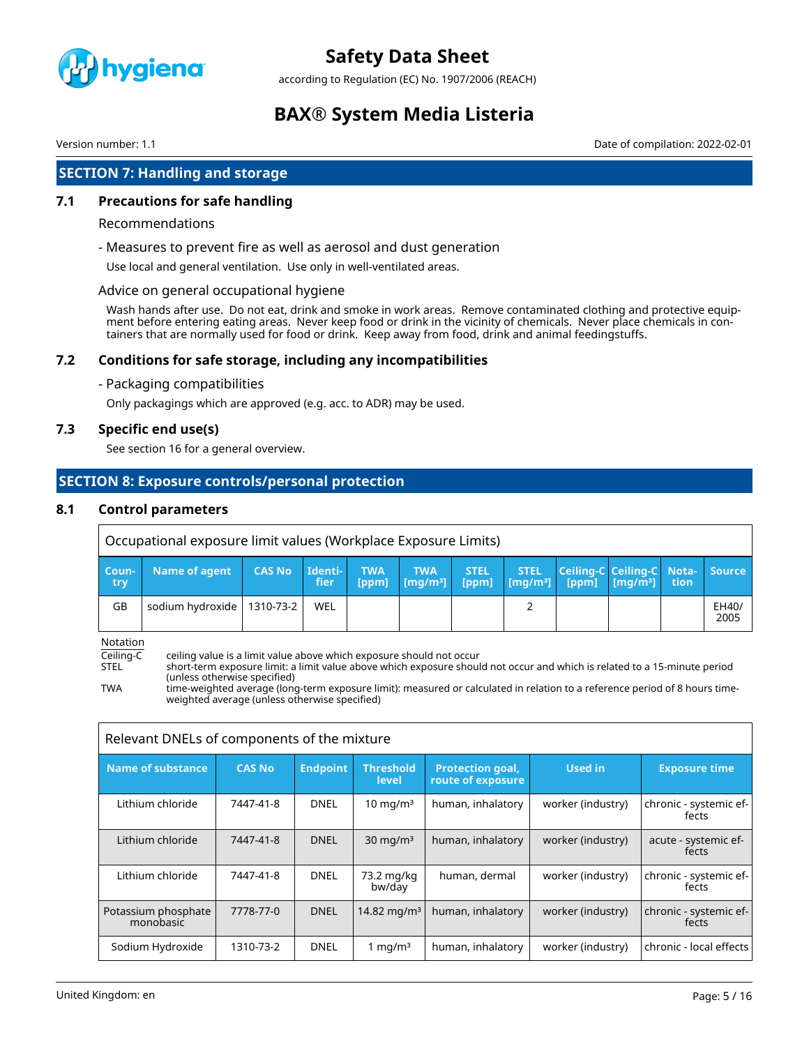## SECTION 7: Handling and storage

### 7.1 Precautions for safe handling

Recommendations

- Measures to prevent fire as well as aerosol and dust generation

Use local and general ventilation. Use only in well-ventilated areas.

Advice on general occupational hygiene

Wash hands after use. Do not eat, drink and smoke in work areas. Remove contaminated clothing and protective equipment before entering eating areas. Never keep food or drink in the vicinity of chemicals. Never place chemicals in containers that are normally used for food or drink. Keep away from food, drink and animal feedingstuffs.

### 7.2 Conditions for safe storage, including any incompatibilities

- Packaging compatibilities

Only packagings which are approved (e.g. acc. to ADR) may be used.

### 7.3 Specific end use(s)

See section 16 for a general overview.

## SECTION 8: Exposure controls/personal protection

### 8.1 Control parameters

Occupational exposure limit values (Workplace Exposure Limits)

| Country | Name of agent | CAS No | Identifier | TWA [ppm] | TWA [mg/m³] | STEL [ppm] | STEL [mg/m³] | Ceiling-C [ppm] | Ceiling-C [mg/m³] | Notation | Source |
|---|---|---|---|---|---|---|---|---|---|---|---|
| GB | sodium hydroxide | 1310-73-2 | WEL | | | | 2 | | | | EH40/ 2005 |

Notation

- Ceiling-C: ceiling value is a limit value above which exposure should not occur
- STEL: short-term exposure limit: a limit value above which exposure should not occur and which is related to a 15-minute period (unless otherwise specified)
- TWA: time-weighted average (long-term exposure limit): measured or calculated in relation to a reference period of 8 hours time-weighted average (unless otherwise specified)

Relevant DNELs of components of the mixture

| Name of substance | CAS No | Endpoint | Threshold level | Protection goal, route of exposure | Used in | Exposure time |
|---|---|---|---|---|---|---|
| Lithium chloride | 7447-41-8 | DNEL | 10 mg/m³ | human, inhalatory | worker (industry) | chronic - systemic effects |
| Lithium chloride | 7447-41-8 | DNEL | 30 mg/m³ | human, inhalatory | worker (industry) | acute - systemic effects |
| Lithium chloride | 7447-41-8 | DNEL | 73.2 mg/kg bw/day | human, dermal | worker (industry) | chronic - systemic effects |
| Potassium phosphate monobasic | 7778-77-0 | DNEL | 14.82 mg/m³ | human, inhalatory | worker (industry) | chronic - systemic effects |
| Sodium Hydroxide | 1310-73-2 | DNEL | 1 mg/m³ | human, inhalatory | worker (industry) | chronic - local effects |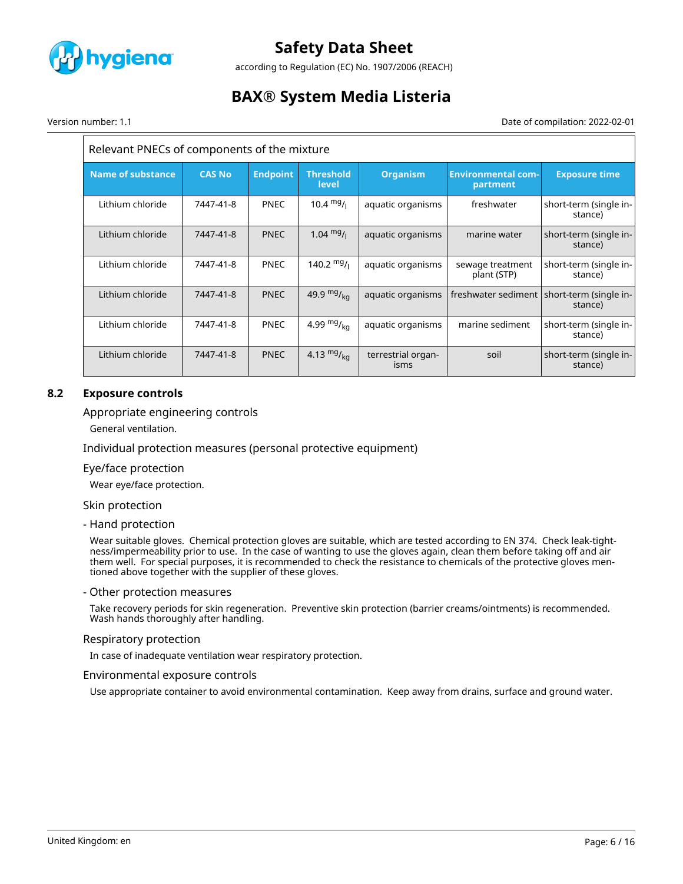| Relevant PNECs of components of the mixture | | | | | | |
|---|---|---|---|---|---|---|
| **Name of substance** | **CAS No** | **Endpoint** | **Threshold level** | **Organism** | **Environmental compartment** | **Exposure time** |
| Lithium chloride | 7447-41-8 | PNEC | 10.4 $^{mg}/_{l}$ | aquatic organisms | freshwater | short-term (single instance) |
| Lithium chloride | 7447-41-8 | PNEC | 1.04 $^{mg}/_{l}$ | aquatic organisms | marine water | short-term (single instance) |
| Lithium chloride | 7447-41-8 | PNEC | 140.2 $^{mg}/_{l}$ | aquatic organisms | sewage treatment plant (STP) | short-term (single instance) |
| Lithium chloride | 7447-41-8 | PNEC | 49.9 $^{mg}/_{kg}$ | aquatic organisms | freshwater sediment | short-term (single instance) |
| Lithium chloride | 7447-41-8 | PNEC | 4.99 $^{mg}/_{kg}$ | aquatic organisms | marine sediment | short-term (single instance) |
| Lithium chloride | 7447-41-8 | PNEC | 4.13 $^{mg}/_{kg}$ | terrestrial organisms | soil | short-term (single instance) |

## 8.2 Exposure controls

### Appropriate engineering controls

General ventilation.

### Individual protection measures (personal protective equipment)

### Eye/face protection

Wear eye/face protection.

### Skin protection

#### - Hand protection

Wear suitable gloves. Chemical protection gloves are suitable, which are tested according to EN 374. Check leak-tightness/impermeability prior to use. In the case of wanting to use the gloves again, clean them before taking off and air them well. For special purposes, it is recommended to check the resistance to chemicals of the protective gloves mentioned above together with the supplier of these gloves.

#### - Other protection measures

Take recovery periods for skin regeneration. Preventive skin protection (barrier creams/ointments) is recommended. Wash hands thoroughly after handling.

### Respiratory protection

In case of inadequate ventilation wear respiratory protection.

### Environmental exposure controls

Use appropriate container to avoid environmental contamination. Keep away from drains, surface and ground water.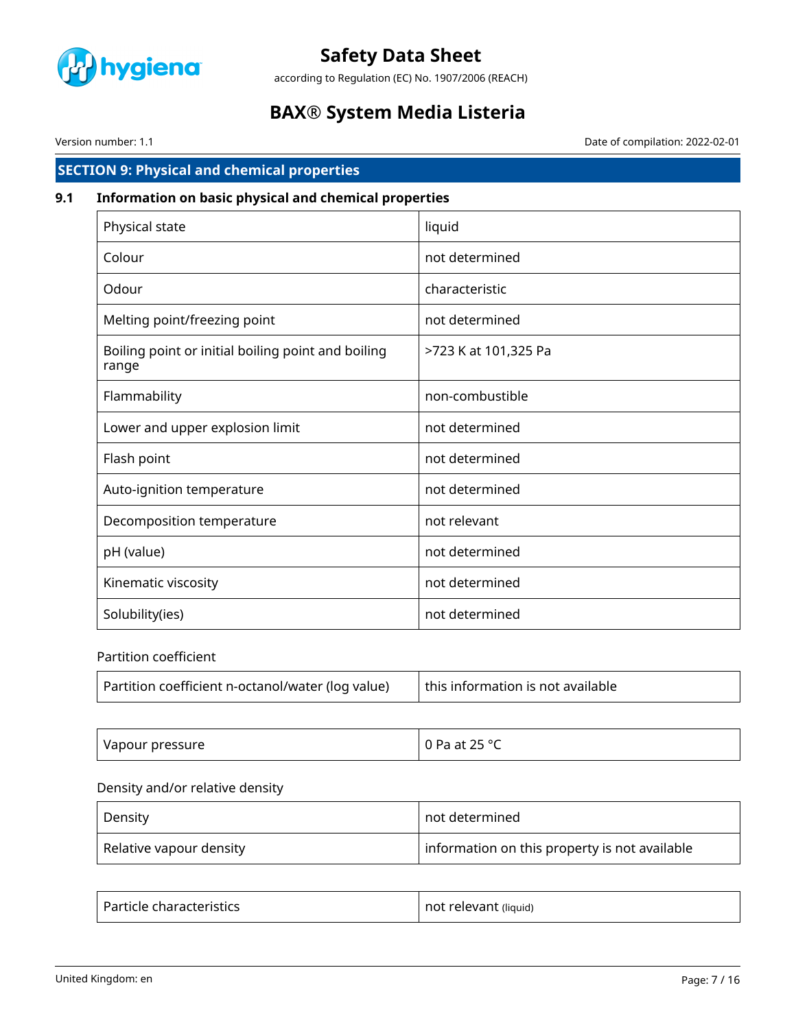## SECTION 9: Physical and chemical properties

### 9.1 Information on basic physical and chemical properties

| Physical state | liquid |
|---|---|
| Colour | not determined |
| Odour | characteristic |
| Melting point/freezing point | not determined |
| Boiling point or initial boiling point and boiling range | >723 K at 101,325 Pa |
| Flammability | non-combustible |
| Lower and upper explosion limit | not determined |
| Flash point | not determined |
| Auto-ignition temperature | not determined |
| Decomposition temperature | not relevant |
| pH (value) | not determined |
| Kinematic viscosity | not determined |
| Solubility(ies) | not determined |

Partition coefficient

| Partition coefficient n-octanol/water (log value) | this information is not available |
|---|---|

| Vapour pressure | 0 Pa at 25 °C |
|---|---|

Density and/or relative density

| Density | not determined |
|---|---|
| Relative vapour density | information on this property is not available |

| Particle characteristics | not relevant (liquid) |
|---|---|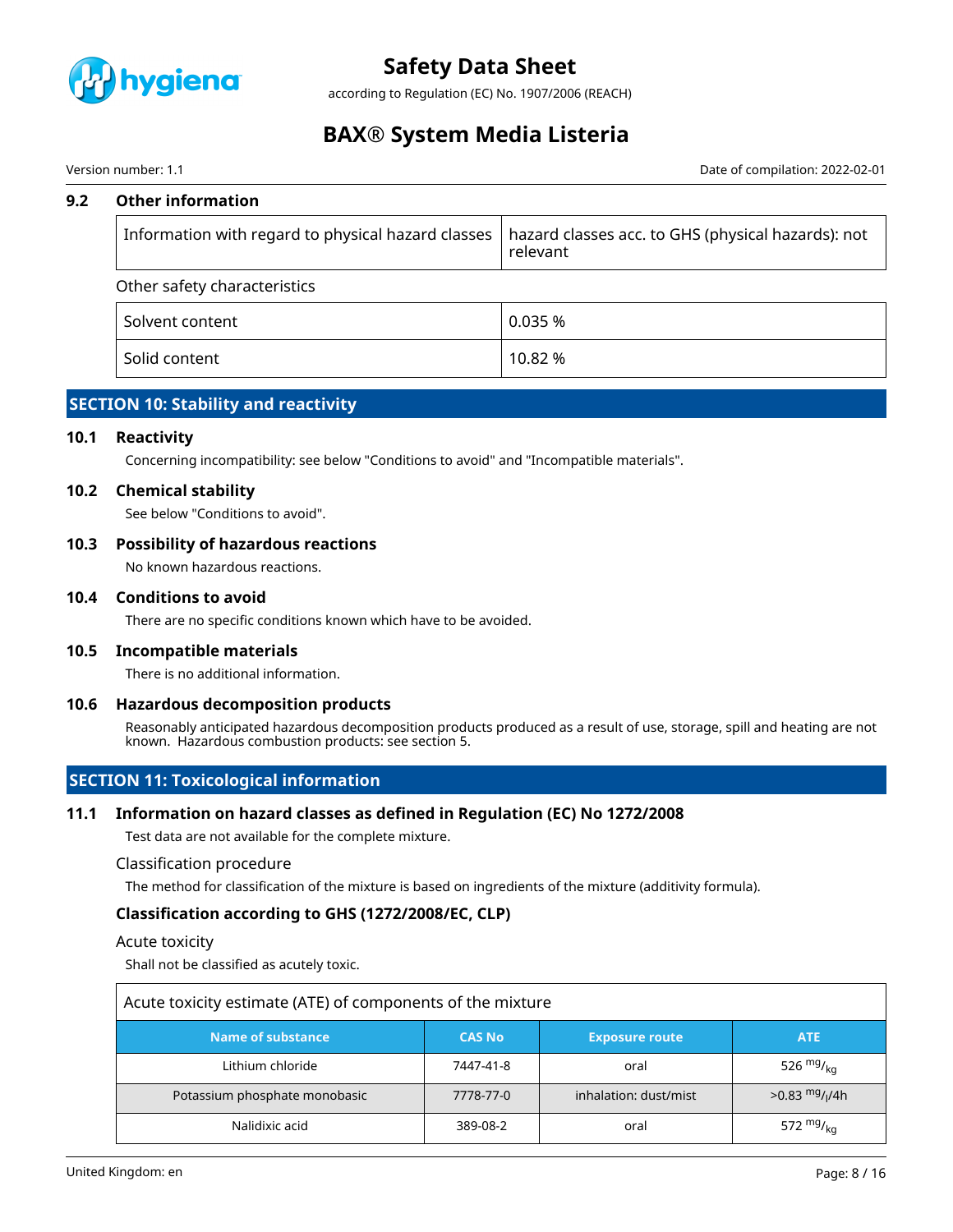### 9.2 Other information

| Information with regard to physical hazard classes | hazard classes acc. to GHS (physical hazards): not relevant |
|---|---|

Other safety characteristics

| Solvent content | 0.035 % |
|---|---|
| Solid content | 10.82 % |

## SECTION 10: Stability and reactivity

### 10.1 Reactivity

Concerning incompatibility: see below "Conditions to avoid" and "Incompatible materials".

### 10.2 Chemical stability

See below "Conditions to avoid".

### 10.3 Possibility of hazardous reactions

No known hazardous reactions.

### 10.4 Conditions to avoid

There are no specific conditions known which have to be avoided.

### 10.5 Incompatible materials

There is no additional information.

### 10.6 Hazardous decomposition products

Reasonably anticipated hazardous decomposition products produced as a result of use, storage, spill and heating are not known. Hazardous combustion products: see section 5.

## SECTION 11: Toxicological information

### 11.1 Information on hazard classes as defined in Regulation (EC) No 1272/2008

Test data are not available for the complete mixture.

Classification procedure

The method for classification of the mixture is based on ingredients of the mixture (additivity formula).

### Classification according to GHS (1272/2008/EC, CLP)

Acute toxicity

Shall not be classified as acutely toxic.

Acute toxicity estimate (ATE) of components of the mixture

| Name of substance | CAS No | Exposure route | ATE |
|---|---|---|---|
| Lithium chloride | 7447-41-8 | oral | 526 $^{mg}/_{kg}$ |
| Potassium phosphate monobasic | 7778-77-0 | inhalation: dust/mist | >0.83 $^{mg}/_{l}$/4h |
| Nalidixic acid | 389-08-2 | oral | 572 $^{mg}/_{kg}$ |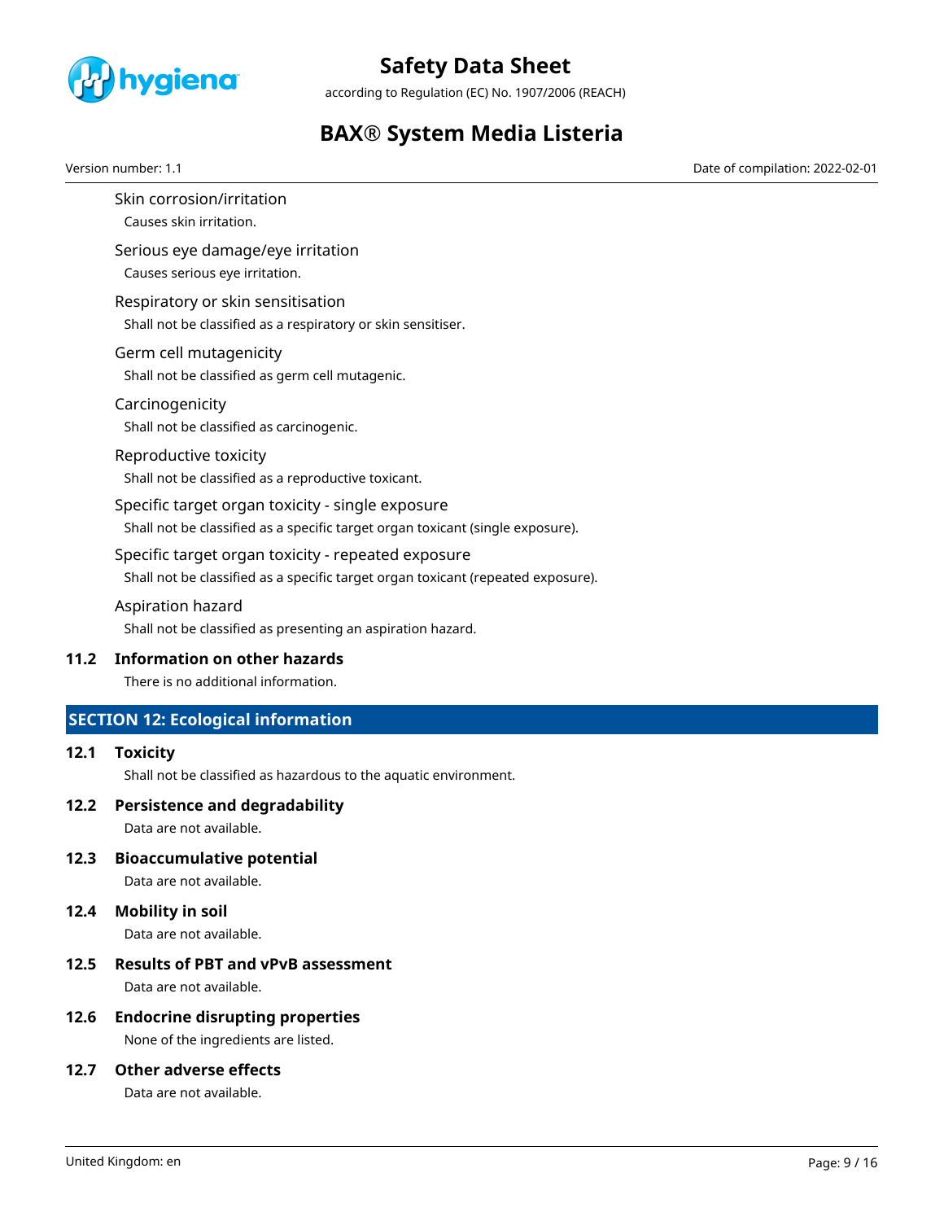Skin corrosion/irritation

Causes skin irritation.

Serious eye damage/eye irritation

Causes serious eye irritation.

Respiratory or skin sensitisation

Shall not be classified as a respiratory or skin sensitiser.

Germ cell mutagenicity

Shall not be classified as germ cell mutagenic.

Carcinogenicity

Shall not be classified as carcinogenic.

Reproductive toxicity

Shall not be classified as a reproductive toxicant.

Specific target organ toxicity - single exposure

Shall not be classified as a specific target organ toxicant (single exposure).

Specific target organ toxicity - repeated exposure

Shall not be classified as a specific target organ toxicant (repeated exposure).

Aspiration hazard

Shall not be classified as presenting an aspiration hazard.

### 11.2 Information on other hazards

There is no additional information.

## SECTION 12: Ecological information

### 12.1 Toxicity

Shall not be classified as hazardous to the aquatic environment.

### 12.2 Persistence and degradability

Data are not available.

### 12.3 Bioaccumulative potential

Data are not available.

### 12.4 Mobility in soil

Data are not available.

### 12.5 Results of PBT and vPvB assessment

Data are not available.

### 12.6 Endocrine disrupting properties

None of the ingredients are listed.

### 12.7 Other adverse effects

Data are not available.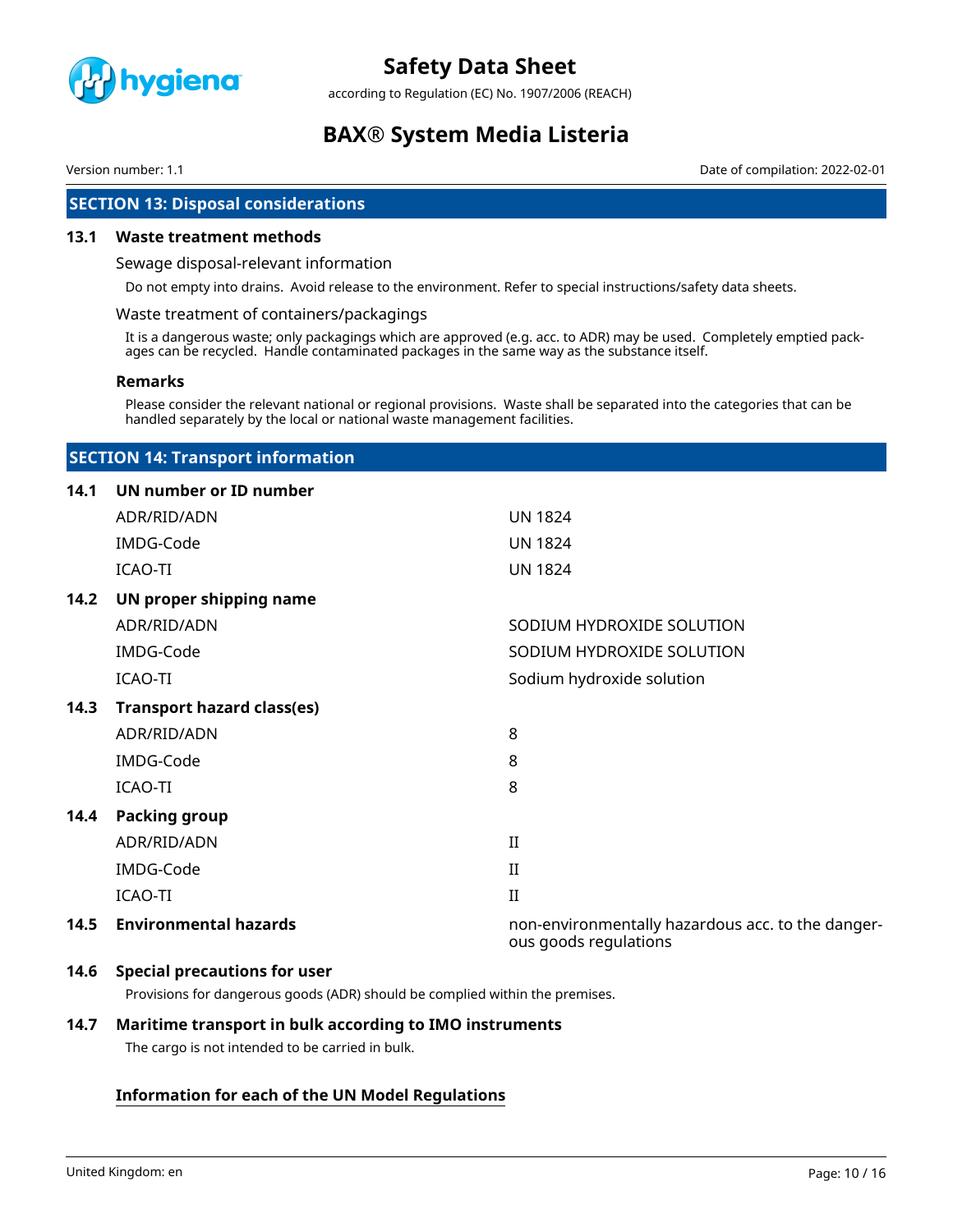## SECTION 13: Disposal considerations

### 13.1 Waste treatment methods

Sewage disposal-relevant information

Do not empty into drains. Avoid release to the environment. Refer to special instructions/safety data sheets.

Waste treatment of containers/packagings

It is a dangerous waste; only packagings which are approved (e.g. acc. to ADR) may be used. Completely emptied packages can be recycled. Handle contaminated packages in the same way as the substance itself.

**Remarks**

Please consider the relevant national or regional provisions. Waste shall be separated into the categories that can be handled separately by the local or national waste management facilities.

## SECTION 14: Transport information

### 14.1 UN number or ID number

| | |
|---|---|
| ADR/RID/ADN | UN 1824 |
| IMDG-Code | UN 1824 |
| ICAO-TI | UN 1824 |

### 14.2 UN proper shipping name

| | |
|---|---|
| ADR/RID/ADN | SODIUM HYDROXIDE SOLUTION |
| IMDG-Code | SODIUM HYDROXIDE SOLUTION |
| ICAO-TI | Sodium hydroxide solution |

### 14.3 Transport hazard class(es)

| | |
|---|---|
| ADR/RID/ADN | 8 |
| IMDG-Code | 8 |
| ICAO-TI | 8 |

### 14.4 Packing group

| | |
|---|---|
| ADR/RID/ADN | II |
| IMDG-Code | II |
| ICAO-TI | II |

### 14.5 Environmental hazards

non-environmentally hazardous acc. to the dangerous goods regulations

### 14.6 Special precautions for user

Provisions for dangerous goods (ADR) should be complied within the premises.

### 14.7 Maritime transport in bulk according to IMO instruments

The cargo is not intended to be carried in bulk.

**Information for each of the UN Model Regulations**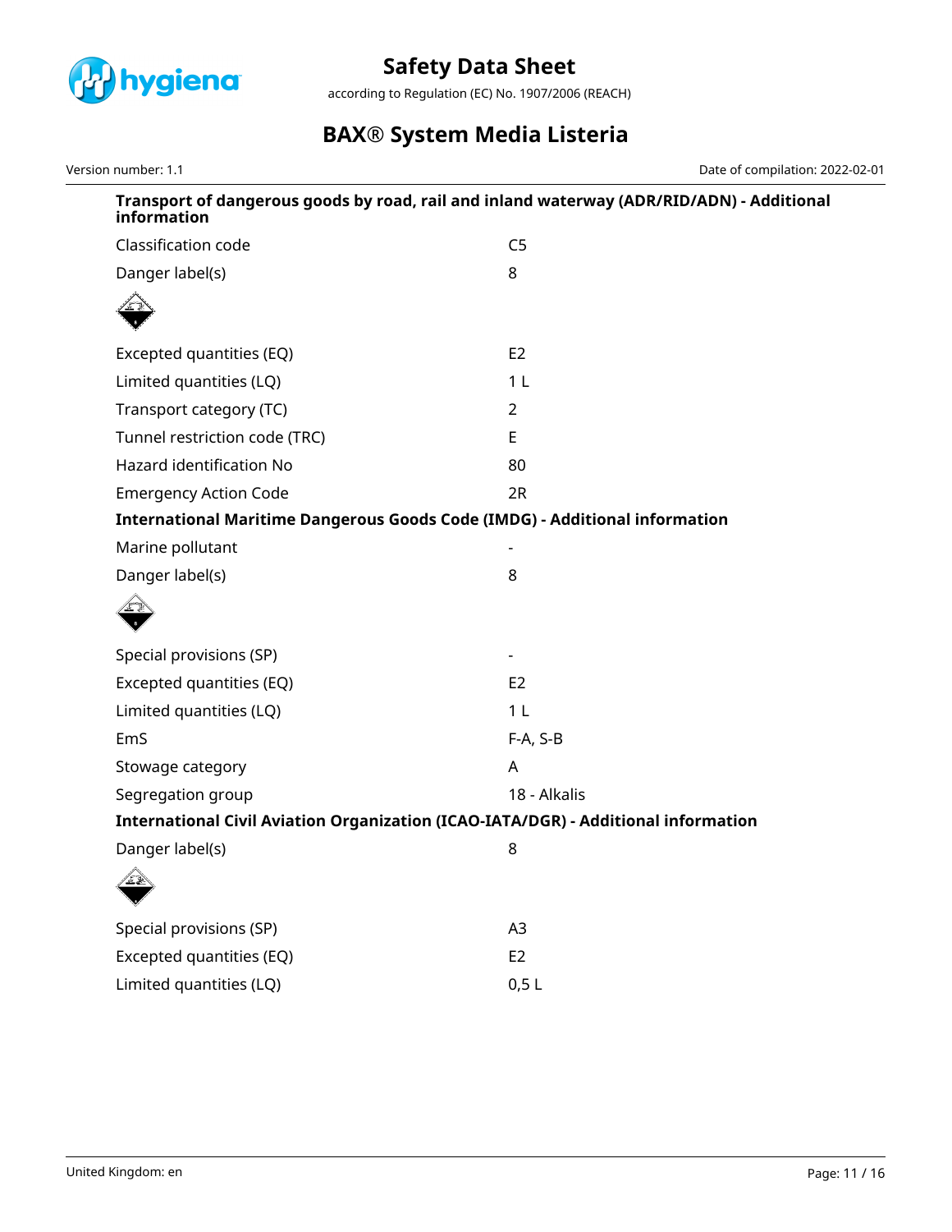#### Transport of dangerous goods by road, rail and inland waterway (ADR/RID/ADN) - Additional information

| | |
|---|---|
| Classification code | C5 |
| Danger label(s) | 8 |
| Excepted quantities (EQ) | E2 |
| Limited quantities (LQ) | 1 L |
| Transport category (TC) | 2 |
| Tunnel restriction code (TRC) | E |
| Hazard identification No | 80 |
| Emergency Action Code | 2R |

#### International Maritime Dangerous Goods Code (IMDG) - Additional information

| | |
|---|---|
| Marine pollutant | - |
| Danger label(s) | 8 |
| Special provisions (SP) | - |
| Excepted quantities (EQ) | E2 |
| Limited quantities (LQ) | 1 L |
| EmS | F-A, S-B |
| Stowage category | A |
| Segregation group | 18 - Alkalis |

#### International Civil Aviation Organization (ICAO-IATA/DGR) - Additional information

| | |
|---|---|
| Danger label(s) | 8 |
| Special provisions (SP) | A3 |
| Excepted quantities (EQ) | E2 |
| Limited quantities (LQ) | 0,5 L |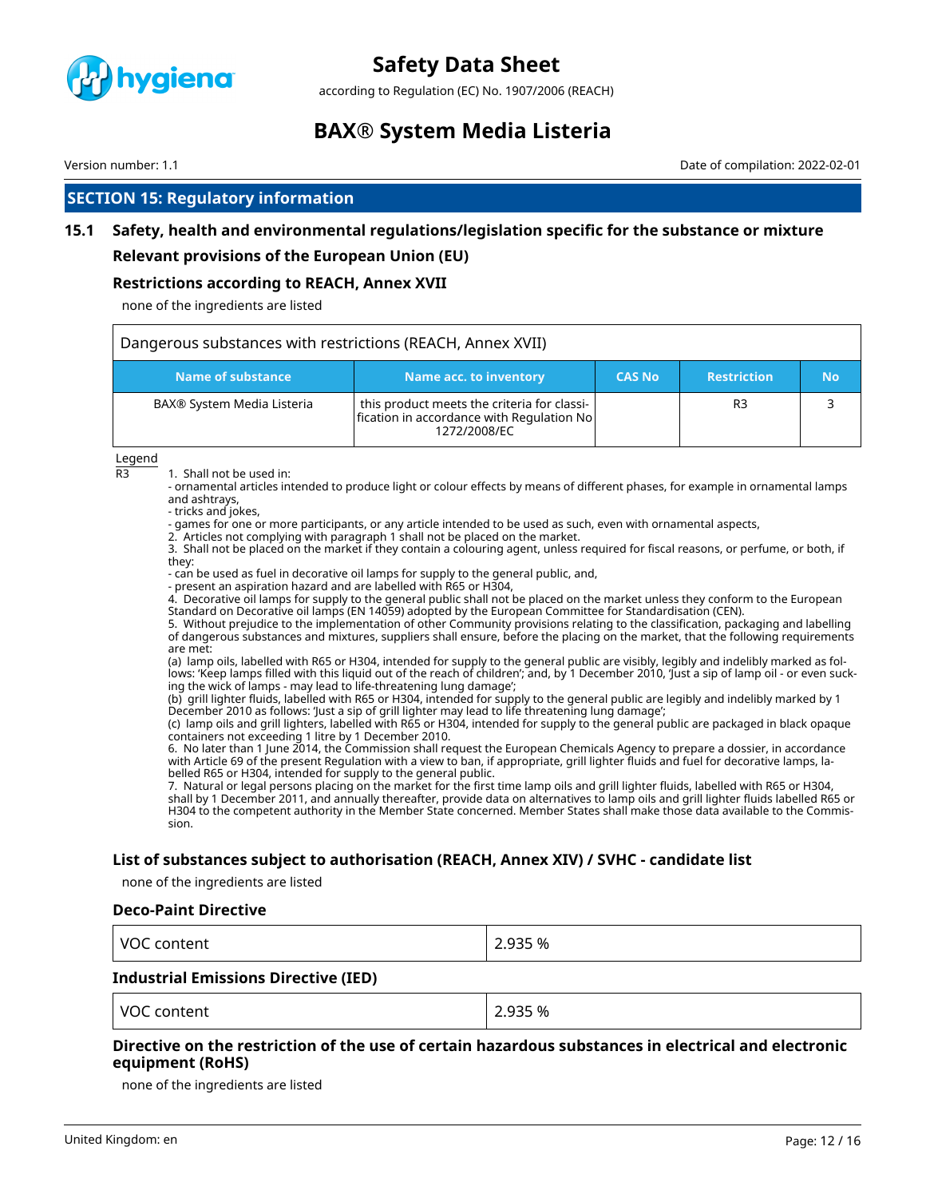## SECTION 15: Regulatory information

### 15.1 Safety, health and environmental regulations/legislation specific for the substance or mixture

#### Relevant provisions of the European Union (EU)

#### Restrictions according to REACH, Annex XVII

none of the ingredients are listed

| Dangerous substances with restrictions (REACH, Annex XVII) | | | | |
|---|---|---|---|---|
| **Name of substance** | **Name acc. to inventory** | **CAS No** | **Restriction** | **No** |
| BAX® System Media Listeria | this product meets the criteria for classification in accordance with Regulation No 1272/2008/EC | | R3 | 3 |

Legend

R3 1. Shall not be used in:
- ornamental articles intended to produce light or colour effects by means of different phases, for example in ornamental lamps and ashtrays,
- tricks and jokes,
- games for one or more participants, or any article intended to be used as such, even with ornamental aspects,
2. Articles not complying with paragraph 1 shall not be placed on the market.
3. Shall not be placed on the market if they contain a colouring agent, unless required for fiscal reasons, or perfume, or both, if they:
- can be used as fuel in decorative oil lamps for supply to the general public, and,
- present an aspiration hazard and are labelled with R65 or H304,
4. Decorative oil lamps for supply to the general public shall not be placed on the market unless they conform to the European Standard on Decorative oil lamps (EN 14059) adopted by the European Committee for Standardisation (CEN).
5. Without prejudice to the implementation of other Community provisions relating to the classification, packaging and labelling of dangerous substances and mixtures, suppliers shall ensure, before the placing on the market, that the following requirements are met:
(a) lamp oils, labelled with R65 or H304, intended for supply to the general public are visibly, legibly and indelibly marked as follows: 'Keep lamps filled with this liquid out of the reach of children'; and, by 1 December 2010, 'Just a sip of lamp oil - or even sucking the wick of lamps - may lead to life-threatening lung damage';
(b) grill lighter fluids, labelled with R65 or H304, intended for supply to the general public are legibly and indelibly marked by 1 December 2010 as follows: 'Just a sip of grill lighter may lead to life threatening lung damage';
(c) lamp oils and grill lighters, labelled with R65 or H304, intended for supply to the general public are packaged in black opaque containers not exceeding 1 litre by 1 December 2010.
6. No later than 1 June 2014, the Commission shall request the European Chemicals Agency to prepare a dossier, in accordance with Article 69 of the present Regulation with a view to ban, if appropriate, grill lighter fluids and fuel for decorative lamps, labelled R65 or H304, intended for supply to the general public.
7. Natural or legal persons placing on the market for the first time lamp oils and grill lighter fluids, labelled with R65 or H304, shall by 1 December 2011, and annually thereafter, provide data on alternatives to lamp oils and grill lighter fluids labelled R65 or H304 to the competent authority in the Member State concerned. Member States shall make those data available to the Commission.

#### List of substances subject to authorisation (REACH, Annex XIV) / SVHC - candidate list

none of the ingredients are listed

#### Deco-Paint Directive

| VOC content | 2.935 % |
|---|---|

#### Industrial Emissions Directive (IED)

| VOC content | 2.935 % |
|---|---|

#### Directive on the restriction of the use of certain hazardous substances in electrical and electronic equipment (RoHS)

none of the ingredients are listed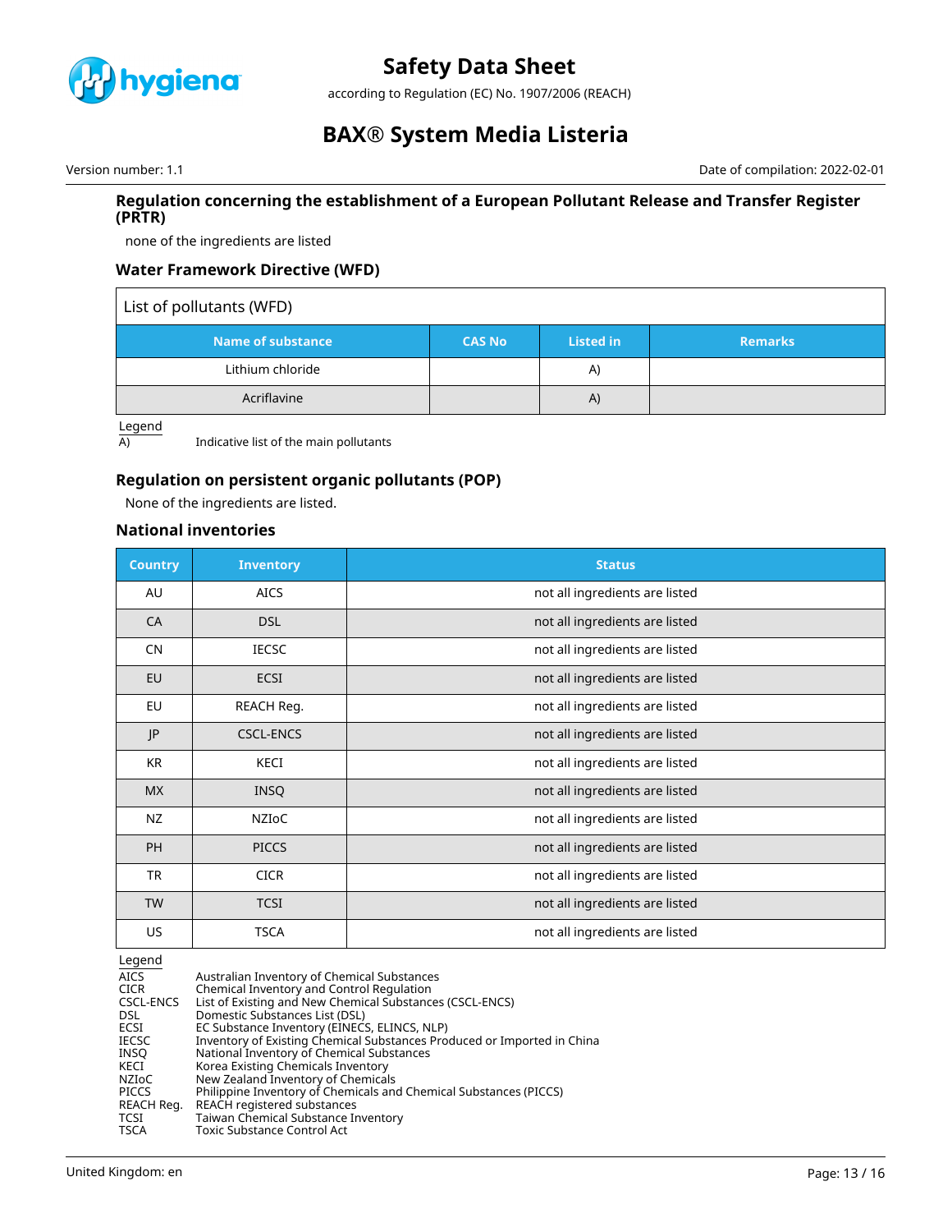### Regulation concerning the establishment of a European Pollutant Release and Transfer Register (PRTR)

none of the ingredients are listed

### Water Framework Directive (WFD)

| List of pollutants (WFD) | | | |
|---|---|---|---|
| **Name of substance** | **CAS No** | **Listed in** | **Remarks** |
| Lithium chloride | | A) | |
| Acriflavine | | A) | |

Legend

A) Indicative list of the main pollutants

### Regulation on persistent organic pollutants (POP)

None of the ingredients are listed.

### National inventories

| Country | Inventory | Status |
|---|---|---|
| AU | AICS | not all ingredients are listed |
| CA | DSL | not all ingredients are listed |
| CN | IECSC | not all ingredients are listed |
| EU | ECSI | not all ingredients are listed |
| EU | REACH Reg. | not all ingredients are listed |
| JP | CSCL-ENCS | not all ingredients are listed |
| KR | KECI | not all ingredients are listed |
| MX | INSQ | not all ingredients are listed |
| NZ | NZIoC | not all ingredients are listed |
| PH | PICCS | not all ingredients are listed |
| TR | CICR | not all ingredients are listed |
| TW | TCSI | not all ingredients are listed |
| US | TSCA | not all ingredients are listed |

Legend

AICS Australian Inventory of Chemical Substances
CICR Chemical Inventory and Control Regulation
CSCL-ENCS List of Existing and New Chemical Substances (CSCL-ENCS)
DSL Domestic Substances List (DSL)
ECSI EC Substance Inventory (EINECS, ELINCS, NLP)
IECSC Inventory of Existing Chemical Substances Produced or Imported in China
INSQ National Inventory of Chemical Substances
KECI Korea Existing Chemicals Inventory
NZIoC New Zealand Inventory of Chemicals
PICCS Philippine Inventory of Chemicals and Chemical Substances (PICCS)
REACH Reg. REACH registered substances
TCSI Taiwan Chemical Substance Inventory
TSCA Toxic Substance Control Act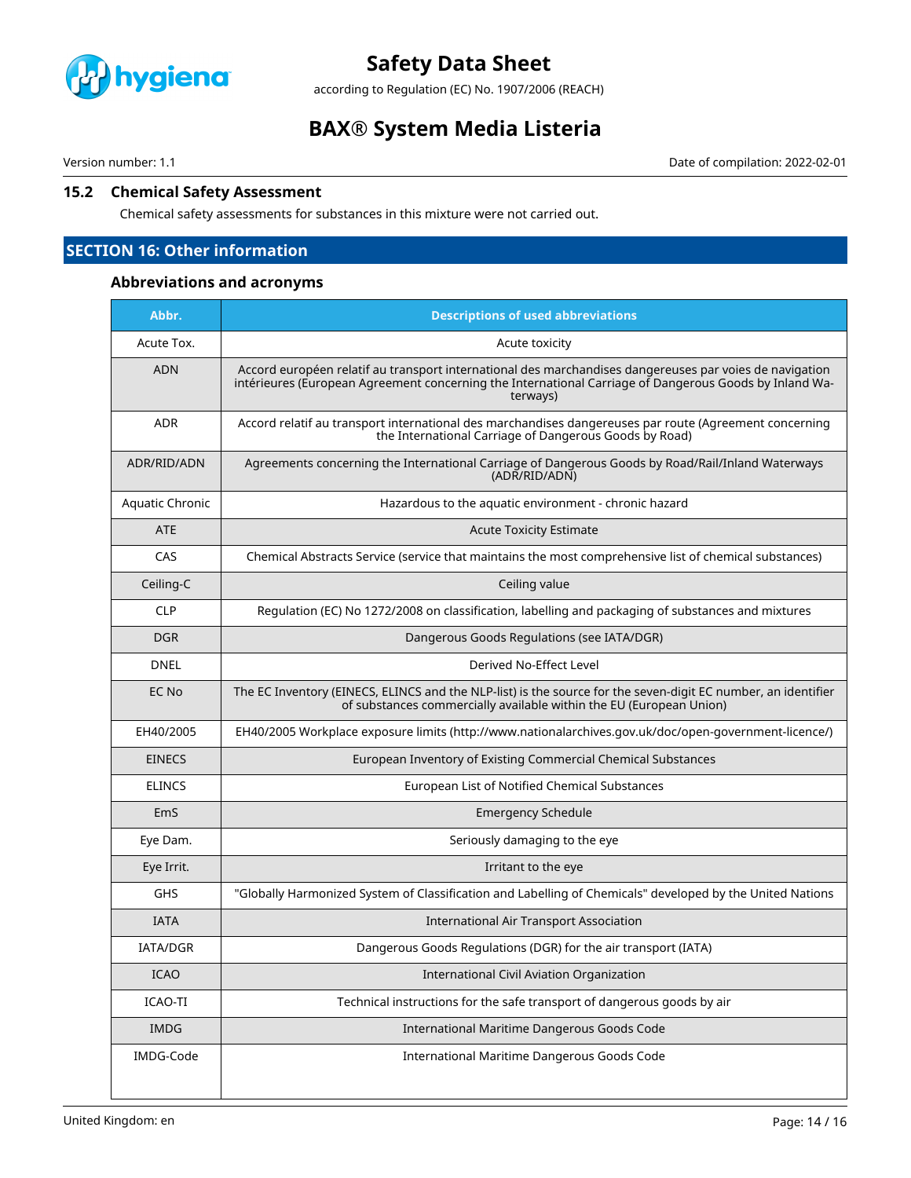### 15.2 Chemical Safety Assessment

Chemical safety assessments for substances in this mixture were not carried out.

## SECTION 16: Other information

### Abbreviations and acronyms

| Abbr. | Descriptions of used abbreviations |
| --- | --- |
| Acute Tox. | Acute toxicity |
| ADN | Accord européen relatif au transport international des marchandises dangereuses par voies de navigation intérieures (European Agreement concerning the International Carriage of Dangerous Goods by Inland Waterways) |
| ADR | Accord relatif au transport international des marchandises dangereuses par route (Agreement concerning the International Carriage of Dangerous Goods by Road) |
| ADR/RID/ADN | Agreements concerning the International Carriage of Dangerous Goods by Road/Rail/Inland Waterways (ADR/RID/ADN) |
| Aquatic Chronic | Hazardous to the aquatic environment - chronic hazard |
| ATE | Acute Toxicity Estimate |
| CAS | Chemical Abstracts Service (service that maintains the most comprehensive list of chemical substances) |
| Ceiling-C | Ceiling value |
| CLP | Regulation (EC) No 1272/2008 on classification, labelling and packaging of substances and mixtures |
| DGR | Dangerous Goods Regulations (see IATA/DGR) |
| DNEL | Derived No-Effect Level |
| EC No | The EC Inventory (EINECS, ELINCS and the NLP-list) is the source for the seven-digit EC number, an identifier of substances commercially available within the EU (European Union) |
| EH40/2005 | EH40/2005 Workplace exposure limits (http://www.nationalarchives.gov.uk/doc/open-government-licence/) |
| EINECS | European Inventory of Existing Commercial Chemical Substances |
| ELINCS | European List of Notified Chemical Substances |
| EmS | Emergency Schedule |
| Eye Dam. | Seriously damaging to the eye |
| Eye Irrit. | Irritant to the eye |
| GHS | "Globally Harmonized System of Classification and Labelling of Chemicals" developed by the United Nations |
| IATA | International Air Transport Association |
| IATA/DGR | Dangerous Goods Regulations (DGR) for the air transport (IATA) |
| ICAO | International Civil Aviation Organization |
| ICAO-TI | Technical instructions for the safe transport of dangerous goods by air |
| IMDG | International Maritime Dangerous Goods Code |
| IMDG-Code | International Maritime Dangerous Goods Code |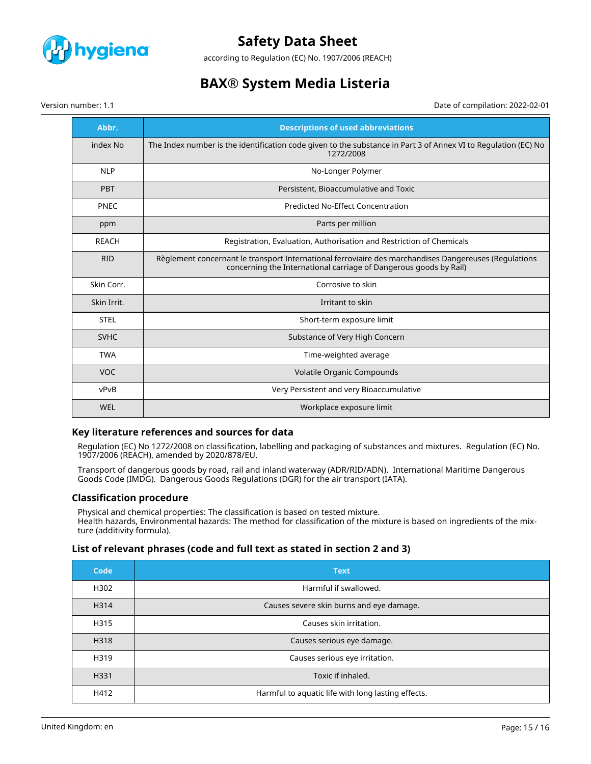| Abbr. | Descriptions of used abbreviations |
|---|---|
| index No | The Index number is the identification code given to the substance in Part 3 of Annex VI to Regulation (EC) No 1272/2008 |
| NLP | No-Longer Polymer |
| PBT | Persistent, Bioaccumulative and Toxic |
| PNEC | Predicted No-Effect Concentration |
| ppm | Parts per million |
| REACH | Registration, Evaluation, Authorisation and Restriction of Chemicals |
| RID | Règlement concernant le transport International ferroviaire des marchandises Dangereuses (Regulations concerning the International carriage of Dangerous goods by Rail) |
| Skin Corr. | Corrosive to skin |
| Skin Irrit. | Irritant to skin |
| STEL | Short-term exposure limit |
| SVHC | Substance of Very High Concern |
| TWA | Time-weighted average |
| VOC | Volatile Organic Compounds |
| vPvB | Very Persistent and very Bioaccumulative |
| WEL | Workplace exposure limit |

### Key literature references and sources for data

Regulation (EC) No 1272/2008 on classification, labelling and packaging of substances and mixtures. Regulation (EC) No. 1907/2006 (REACH), amended by 2020/878/EU.

Transport of dangerous goods by road, rail and inland waterway (ADR/RID/ADN). International Maritime Dangerous Goods Code (IMDG). Dangerous Goods Regulations (DGR) for the air transport (IATA).

### Classification procedure

Physical and chemical properties: The classification is based on tested mixture.
Health hazards, Environmental hazards: The method for classification of the mixture is based on ingredients of the mixture (additivity formula).

### List of relevant phrases (code and full text as stated in section 2 and 3)

| Code | Text |
|---|---|
| H302 | Harmful if swallowed. |
| H314 | Causes severe skin burns and eye damage. |
| H315 | Causes skin irritation. |
| H318 | Causes serious eye damage. |
| H319 | Causes serious eye irritation. |
| H331 | Toxic if inhaled. |
| H412 | Harmful to aquatic life with long lasting effects. |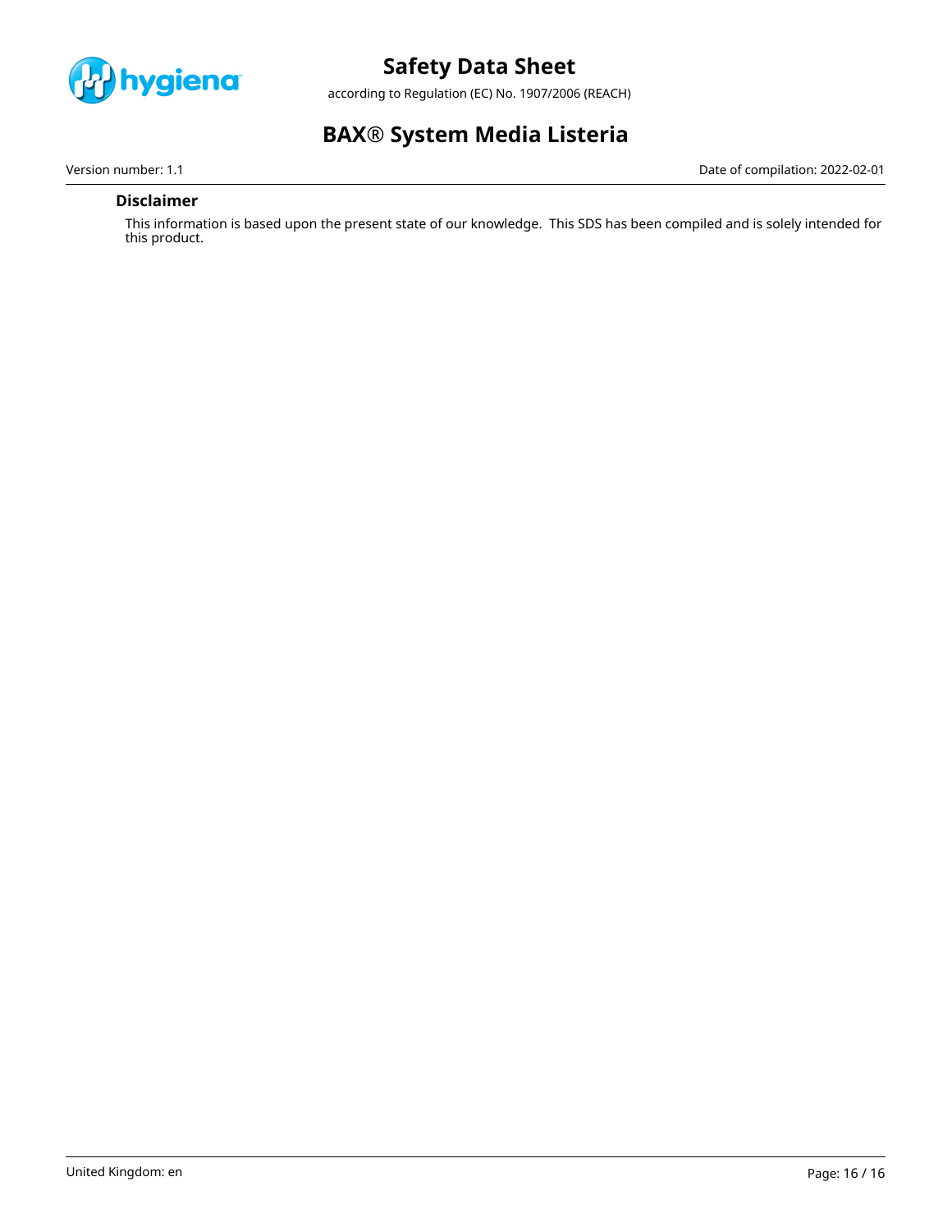### Disclaimer

This information is based upon the present state of our knowledge. This SDS has been compiled and is solely intended for this product.